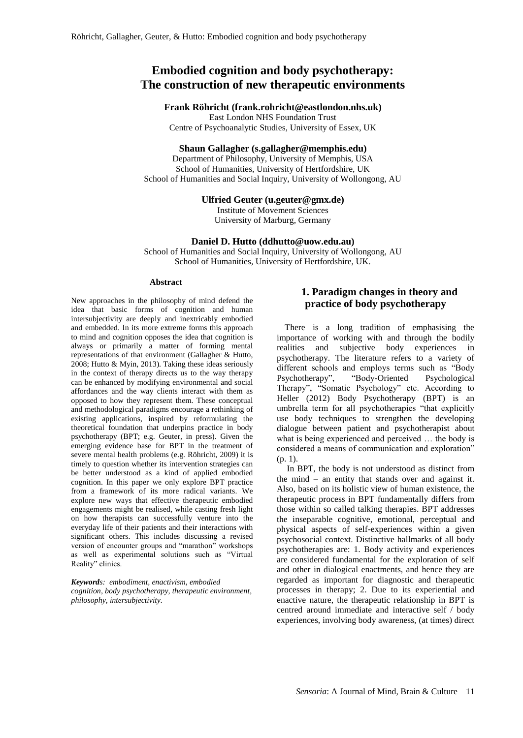# Embodied cognition and body psychotherapy: The construction of new therapeutic environments

**Frank Röhricht (frank.rohricht@eastlondon.nhs.uk)**
East London NHS Foundation Trust
Centre of Psychoanalytic Studies, University of Essex, UK

**Shaun Gallagher (s.gallagher@memphis.edu)**
Department of Philosophy, University of Memphis, USA
School of Humanities, University of Hertfordshire, UK
School of Humanities and Social Inquiry, University of Wollongong, AU

**Ulfried Geuter (u.geuter@gmx.de)**
Institute of Movement Sciences
University of Marburg, Germany

**Daniel D. Hutto (ddhutto@uow.edu.au)**
School of Humanities and Social Inquiry, University of Wollongong, AU
School of Humanities, University of Hertfordshire, UK.

**Abstract**

New approaches in the philosophy of mind defend the idea that basic forms of cognition and human intersubjectivity are deeply and inextricably embodied and embedded. In its more extreme forms this approach to mind and cognition opposes the idea that cognition is always or primarily a matter of forming mental representations of that environment (Gallagher & Hutto, 2008; Hutto & Myin, 2013). Taking these ideas seriously in the context of therapy directs us to the way therapy can be enhanced by modifying environmental and social affordances and the way clients interact with them as opposed to how they represent them. These conceptual and methodological paradigms encourage a rethinking of existing applications, inspired by reformulating the theoretical foundation that underpins practice in body psychotherapy (BPT; e.g. Geuter, in press). Given the emerging evidence base for BPT in the treatment of severe mental health problems (e.g. Röhricht, 2009) it is timely to question whether its intervention strategies can be better understood as a kind of applied embodied cognition. In this paper we only explore BPT practice from a framework of its more radical variants. We explore new ways that effective therapeutic embodied engagements might be realised, while casting fresh light on how therapists can successfully venture into the everyday life of their patients and their interactions with significant others. This includes discussing a revised version of encounter groups and "marathon" workshops as well as experimental solutions such as "Virtual Reality" clinics.

***Keywords**: embodiment, enactivism, embodied cognition, body psychotherapy, therapeutic environment, philosophy, intersubjectivity.*

## 1. Paradigm changes in theory and practice of body psychotherapy

There is a long tradition of emphasising the importance of working with and through the bodily realities and subjective body experiences in psychotherapy. The literature refers to a variety of different schools and employs terms such as "Body Psychotherapy", "Body-Oriented Psychological Therapy", "Somatic Psychology" etc. According to Heller (2012) Body Psychotherapy (BPT) is an umbrella term for all psychotherapies "that explicitly use body techniques to strengthen the developing dialogue between patient and psychotherapist about what is being experienced and perceived … the body is considered a means of communication and exploration" (p. 1).

In BPT, the body is not understood as distinct from the mind – an entity that stands over and against it. Also, based on its holistic view of human existence, the therapeutic process in BPT fundamentally differs from those within so called talking therapies. BPT addresses the inseparable cognitive, emotional, perceptual and physical aspects of self-experiences within a given psychosocial context. Distinctive hallmarks of all body psychotherapies are: 1. Body activity and experiences are considered fundamental for the exploration of self and other in dialogical enactments, and hence they are regarded as important for diagnostic and therapeutic processes in therapy; 2. Due to its experiential and enactive nature, the therapeutic relationship in BPT is centred around immediate and interactive self / body experiences, involving body awareness, (at times) direct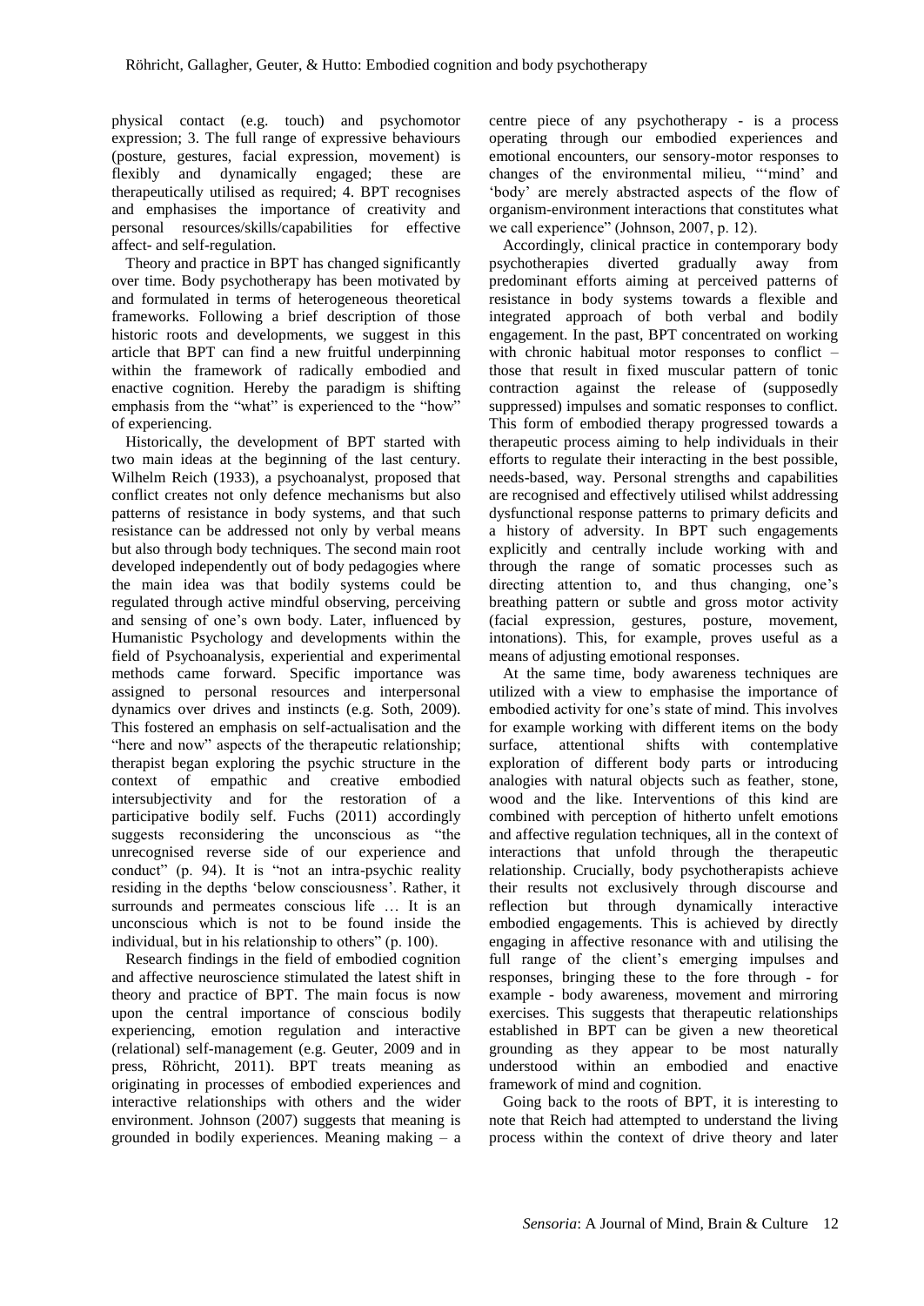physical contact (e.g. touch) and psychomotor expression; 3. The full range of expressive behaviours (posture, gestures, facial expression, movement) is flexibly and dynamically engaged; these are therapeutically utilised as required; 4. BPT recognises and emphasises the importance of creativity and personal resources/skills/capabilities for effective affect- and self-regulation.

Theory and practice in BPT has changed significantly over time. Body psychotherapy has been motivated by and formulated in terms of heterogeneous theoretical frameworks. Following a brief description of those historic roots and developments, we suggest in this article that BPT can find a new fruitful underpinning within the framework of radically embodied and enactive cognition. Hereby the paradigm is shifting emphasis from the "what" is experienced to the "how" of experiencing.

Historically, the development of BPT started with two main ideas at the beginning of the last century. Wilhelm Reich (1933), a psychoanalyst, proposed that conflict creates not only defence mechanisms but also patterns of resistance in body systems, and that such resistance can be addressed not only by verbal means but also through body techniques. The second main root developed independently out of body pedagogies where the main idea was that bodily systems could be regulated through active mindful observing, perceiving and sensing of one's own body. Later, influenced by Humanistic Psychology and developments within the field of Psychoanalysis, experiential and experimental methods came forward. Specific importance was assigned to personal resources and interpersonal dynamics over drives and instincts (e.g. Soth, 2009). This fostered an emphasis on self-actualisation and the "here and now" aspects of the therapeutic relationship; therapist began exploring the psychic structure in the context of empathic and creative embodied intersubjectivity and for the restoration of a participative bodily self. Fuchs (2011) accordingly suggests reconsidering the unconscious as "the unrecognised reverse side of our experience and conduct" (p. 94). It is "not an intra-psychic reality residing in the depths 'below consciousness'. Rather, it surrounds and permeates conscious life … It is an unconscious which is not to be found inside the individual, but in his relationship to others" (p. 100).

Research findings in the field of embodied cognition and affective neuroscience stimulated the latest shift in theory and practice of BPT. The main focus is now upon the central importance of conscious bodily experiencing, emotion regulation and interactive (relational) self-management (e.g. Geuter, 2009 and in press, Röhricht, 2011). BPT treats meaning as originating in processes of embodied experiences and interactive relationships with others and the wider environment. Johnson (2007) suggests that meaning is grounded in bodily experiences. Meaning making – a centre piece of any psychotherapy - is a process operating through our embodied experiences and emotional encounters, our sensory-motor responses to changes of the environmental milieu, "'mind' and 'body' are merely abstracted aspects of the flow of organism-environment interactions that constitutes what we call experience" (Johnson, 2007, p. 12).

Accordingly, clinical practice in contemporary body psychotherapies diverted gradually away from predominant efforts aiming at perceived patterns of resistance in body systems towards a flexible and integrated approach of both verbal and bodily engagement. In the past, BPT concentrated on working with chronic habitual motor responses to conflict – those that result in fixed muscular pattern of tonic contraction against the release of (supposedly suppressed) impulses and somatic responses to conflict. This form of embodied therapy progressed towards a therapeutic process aiming to help individuals in their efforts to regulate their interacting in the best possible, needs-based, way. Personal strengths and capabilities are recognised and effectively utilised whilst addressing dysfunctional response patterns to primary deficits and a history of adversity. In BPT such engagements explicitly and centrally include working with and through the range of somatic processes such as directing attention to, and thus changing, one's breathing pattern or subtle and gross motor activity (facial expression, gestures, posture, movement, intonations). This, for example, proves useful as a means of adjusting emotional responses.

At the same time, body awareness techniques are utilized with a view to emphasise the importance of embodied activity for one's state of mind. This involves for example working with different items on the body surface, attentional shifts with contemplative exploration of different body parts or introducing analogies with natural objects such as feather, stone, wood and the like. Interventions of this kind are combined with perception of hitherto unfelt emotions and affective regulation techniques, all in the context of interactions that unfold through the therapeutic relationship. Crucially, body psychotherapists achieve their results not exclusively through discourse and reflection but through dynamically interactive embodied engagements. This is achieved by directly engaging in affective resonance with and utilising the full range of the client's emerging impulses and responses, bringing these to the fore through - for example - body awareness, movement and mirroring exercises. This suggests that therapeutic relationships established in BPT can be given a new theoretical grounding as they appear to be most naturally understood within an embodied and enactive framework of mind and cognition.

Going back to the roots of BPT, it is interesting to note that Reich had attempted to understand the living process within the context of drive theory and later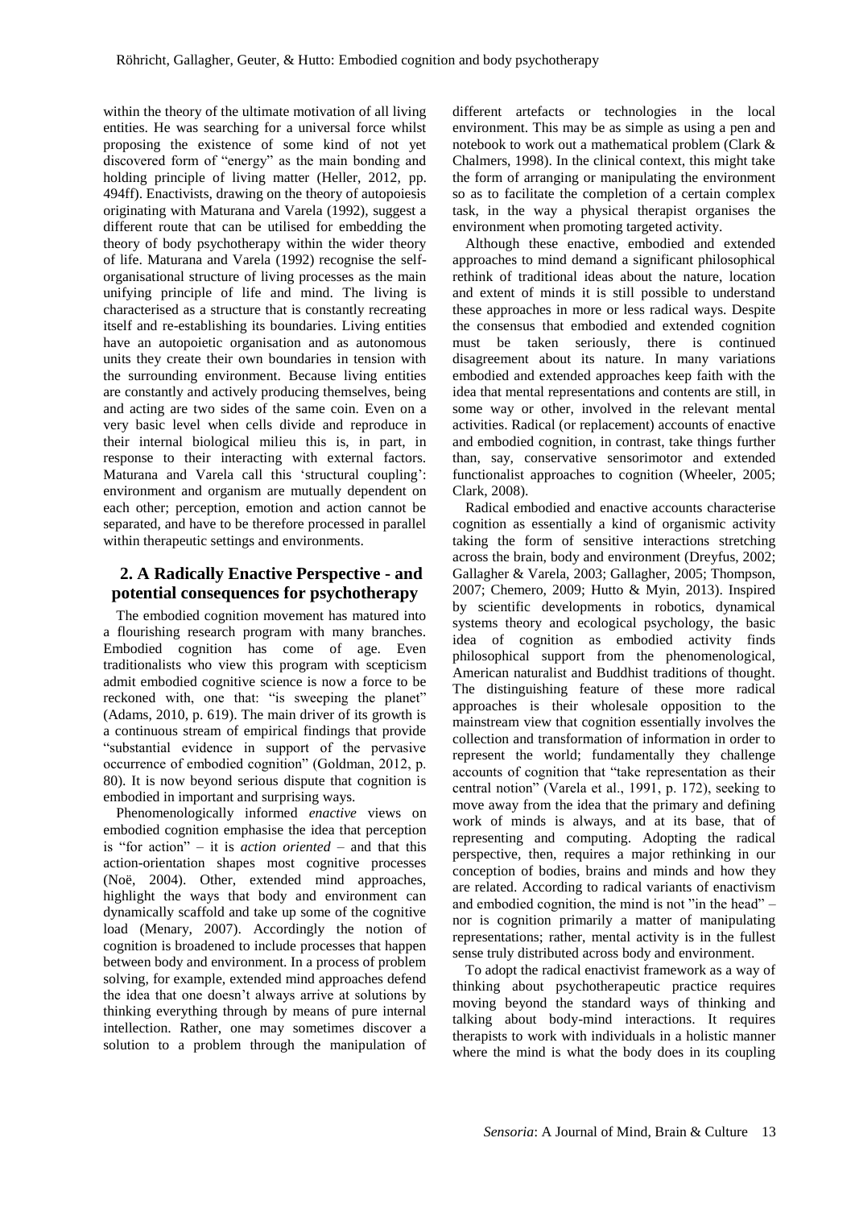within the theory of the ultimate motivation of all living entities. He was searching for a universal force whilst proposing the existence of some kind of not yet discovered form of "energy" as the main bonding and holding principle of living matter (Heller, 2012, pp. 494ff). Enactivists, drawing on the theory of autopoiesis originating with Maturana and Varela (1992), suggest a different route that can be utilised for embedding the theory of body psychotherapy within the wider theory of life. Maturana and Varela (1992) recognise the self-organisational structure of living processes as the main unifying principle of life and mind. The living is characterised as a structure that is constantly recreating itself and re-establishing its boundaries. Living entities have an autopoietic organisation and as autonomous units they create their own boundaries in tension with the surrounding environment. Because living entities are constantly and actively producing themselves, being and acting are two sides of the same coin. Even on a very basic level when cells divide and reproduce in their internal biological milieu this is, in part, in response to their interacting with external factors. Maturana and Varela call this 'structural coupling': environment and organism are mutually dependent on each other; perception, emotion and action cannot be separated, and have to be therefore processed in parallel within therapeutic settings and environments.

## 2. A Radically Enactive Perspective - and potential consequences for psychotherapy

The embodied cognition movement has matured into a flourishing research program with many branches. Embodied cognition has come of age. Even traditionalists who view this program with scepticism admit embodied cognitive science is now a force to be reckoned with, one that: "is sweeping the planet" (Adams, 2010, p. 619). The main driver of its growth is a continuous stream of empirical findings that provide "substantial evidence in support of the pervasive occurrence of embodied cognition" (Goldman, 2012, p. 80). It is now beyond serious dispute that cognition is embodied in important and surprising ways.

Phenomenologically informed *enactive* views on embodied cognition emphasise the idea that perception is "for action" – it is *action oriented* – and that this action-orientation shapes most cognitive processes (Noë, 2004). Other, extended mind approaches, highlight the ways that body and environment can dynamically scaffold and take up some of the cognitive load (Menary, 2007). Accordingly the notion of cognition is broadened to include processes that happen between body and environment. In a process of problem solving, for example, extended mind approaches defend the idea that one doesn't always arrive at solutions by thinking everything through by means of pure internal intellection. Rather, one may sometimes discover a solution to a problem through the manipulation of different artefacts or technologies in the local environment. This may be as simple as using a pen and notebook to work out a mathematical problem (Clark & Chalmers, 1998). In the clinical context, this might take the form of arranging or manipulating the environment so as to facilitate the completion of a certain complex task, in the way a physical therapist organises the environment when promoting targeted activity.

Although these enactive, embodied and extended approaches to mind demand a significant philosophical rethink of traditional ideas about the nature, location and extent of minds it is still possible to understand these approaches in more or less radical ways. Despite the consensus that embodied and extended cognition must be taken seriously, there is continued disagreement about its nature. In many variations embodied and extended approaches keep faith with the idea that mental representations and contents are still, in some way or other, involved in the relevant mental activities. Radical (or replacement) accounts of enactive and embodied cognition, in contrast, take things further than, say, conservative sensorimotor and extended functionalist approaches to cognition (Wheeler, 2005; Clark, 2008).

Radical embodied and enactive accounts characterise cognition as essentially a kind of organismic activity taking the form of sensitive interactions stretching across the brain, body and environment (Dreyfus, 2002; Gallagher & Varela, 2003; Gallagher, 2005; Thompson, 2007; Chemero, 2009; Hutto & Myin, 2013). Inspired by scientific developments in robotics, dynamical systems theory and ecological psychology, the basic idea of cognition as embodied activity finds philosophical support from the phenomenological, American naturalist and Buddhist traditions of thought. The distinguishing feature of these more radical approaches is their wholesale opposition to the mainstream view that cognition essentially involves the collection and transformation of information in order to represent the world; fundamentally they challenge accounts of cognition that "take representation as their central notion" (Varela et al., 1991, p. 172), seeking to move away from the idea that the primary and defining work of minds is always, and at its base, that of representing and computing. Adopting the radical perspective, then, requires a major rethinking in our conception of bodies, brains and minds and how they are related. According to radical variants of enactivism and embodied cognition, the mind is not "in the head" – nor is cognition primarily a matter of manipulating representations; rather, mental activity is in the fullest sense truly distributed across body and environment.

To adopt the radical enactivist framework as a way of thinking about psychotherapeutic practice requires moving beyond the standard ways of thinking and talking about body-mind interactions. It requires therapists to work with individuals in a holistic manner where the mind is what the body does in its coupling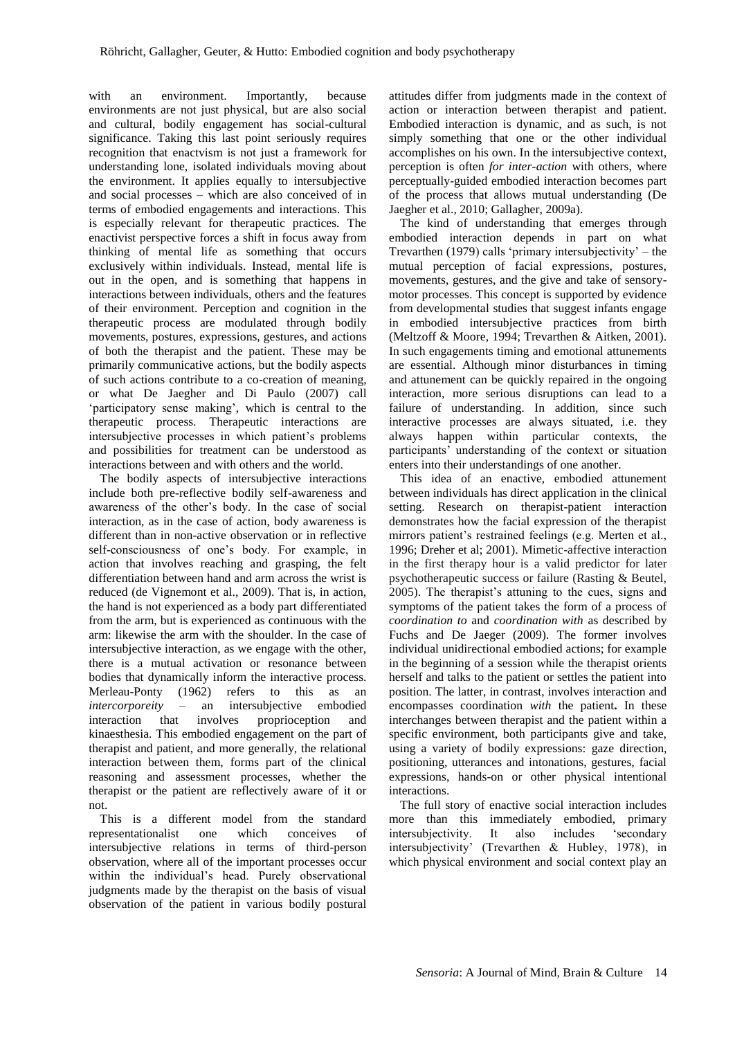with an environment. Importantly, because environments are not just physical, but are also social and cultural, bodily engagement has social-cultural significance. Taking this last point seriously requires recognition that enactvism is not just a framework for understanding lone, isolated individuals moving about the environment. It applies equally to intersubjective and social processes – which are also conceived of in terms of embodied engagements and interactions. This is especially relevant for therapeutic practices. The enactivist perspective forces a shift in focus away from thinking of mental life as something that occurs exclusively within individuals. Instead, mental life is out in the open, and is something that happens in interactions between individuals, others and the features of their environment. Perception and cognition in the therapeutic process are modulated through bodily movements, postures, expressions, gestures, and actions of both the therapist and the patient. These may be primarily communicative actions, but the bodily aspects of such actions contribute to a co-creation of meaning, or what De Jaegher and Di Paulo (2007) call 'participatory sense making', which is central to the therapeutic process. Therapeutic interactions are intersubjective processes in which patient's problems and possibilities for treatment can be understood as interactions between and with others and the world.

The bodily aspects of intersubjective interactions include both pre-reflective bodily self-awareness and awareness of the other's body. In the case of social interaction, as in the case of action, body awareness is different than in non-active observation or in reflective self-consciousness of one's body. For example, in action that involves reaching and grasping, the felt differentiation between hand and arm across the wrist is reduced (de Vignemont et al., 2009). That is, in action, the hand is not experienced as a body part differentiated from the arm, but is experienced as continuous with the arm: likewise the arm with the shoulder. In the case of intersubjective interaction, as we engage with the other, there is a mutual activation or resonance between bodies that dynamically inform the interactive process. Merleau-Ponty (1962) refers to this as an *intercorporeity* – an intersubjective embodied interaction that involves proprioception and kinaesthesia. This embodied engagement on the part of therapist and patient, and more generally, the relational interaction between them, forms part of the clinical reasoning and assessment processes, whether the therapist or the patient are reflectively aware of it or not.

This is a different model from the standard representationalist one which conceives of intersubjective relations in terms of third-person observation, where all of the important processes occur within the individual's head. Purely observational judgments made by the therapist on the basis of visual observation of the patient in various bodily postural attitudes differ from judgments made in the context of action or interaction between therapist and patient. Embodied interaction is dynamic, and as such, is not simply something that one or the other individual accomplishes on his own. In the intersubjective context, perception is often *for inter-action* with others, where perceptually-guided embodied interaction becomes part of the process that allows mutual understanding (De Jaegher et al., 2010; Gallagher, 2009a).

The kind of understanding that emerges through embodied interaction depends in part on what Trevarthen (1979) calls 'primary intersubjectivity' – the mutual perception of facial expressions, postures, movements, gestures, and the give and take of sensory-motor processes. This concept is supported by evidence from developmental studies that suggest infants engage in embodied intersubjective practices from birth (Meltzoff & Moore, 1994; Trevarthen & Aitken, 2001). In such engagements timing and emotional attunements are essential. Although minor disturbances in timing and attunement can be quickly repaired in the ongoing interaction, more serious disruptions can lead to a failure of understanding. In addition, since such interactive processes are always situated, i.e. they always happen within particular contexts, the participants' understanding of the context or situation enters into their understandings of one another.

This idea of an enactive, embodied attunement between individuals has direct application in the clinical setting. Research on therapist-patient interaction demonstrates how the facial expression of the therapist mirrors patient's restrained feelings (e.g. Merten et al., 1996; Dreher et al; 2001). Mimetic-affective interaction in the first therapy hour is a valid predictor for later psychotherapeutic success or failure (Rasting & Beutel, 2005). The therapist's attuning to the cues, signs and symptoms of the patient takes the form of a process of *coordination to* and *coordination with* as described by Fuchs and De Jaeger (2009). The former involves individual unidirectional embodied actions; for example in the beginning of a session while the therapist orients herself and talks to the patient or settles the patient into position. The latter, in contrast, involves interaction and encompasses coordination *with* the patient**.** In these interchanges between therapist and the patient within a specific environment, both participants give and take, using a variety of bodily expressions: gaze direction, positioning, utterances and intonations, gestures, facial expressions, hands-on or other physical intentional interactions.

The full story of enactive social interaction includes more than this immediately embodied, primary intersubjectivity. It also includes 'secondary intersubjectivity' (Trevarthen & Hubley, 1978), in which physical environment and social context play an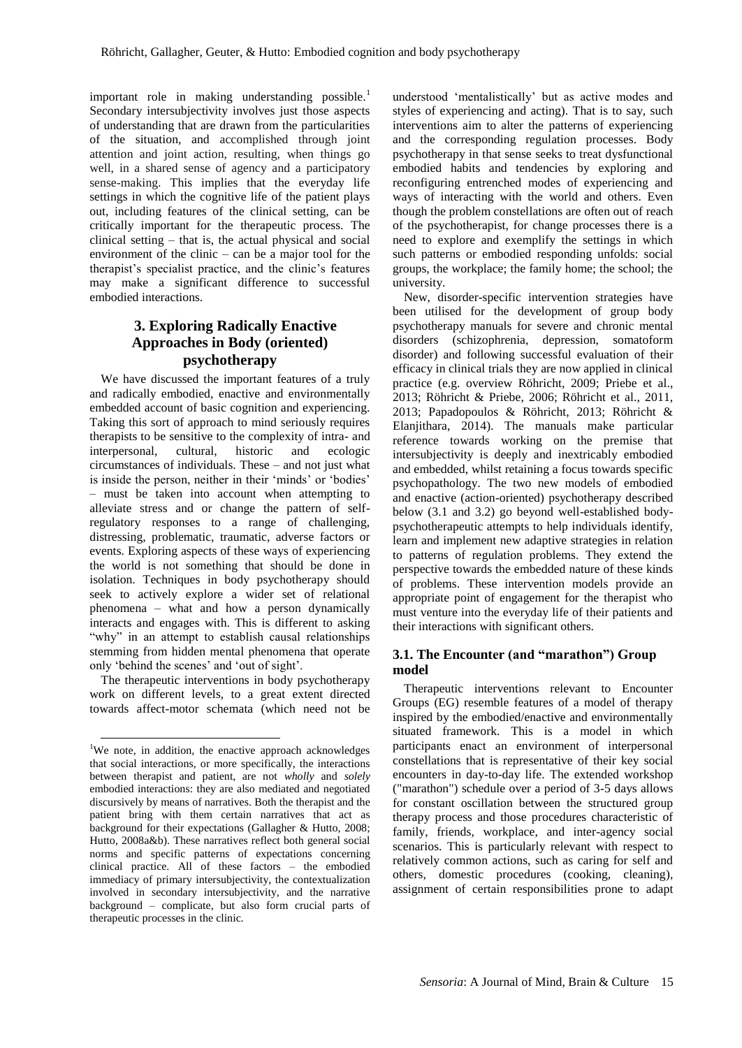important role in making understanding possible.[1] Secondary intersubjectivity involves just those aspects of understanding that are drawn from the particularities of the situation, and accomplished through joint attention and joint action, resulting, when things go well, in a shared sense of agency and a participatory sense-making. This implies that the everyday life settings in which the cognitive life of the patient plays out, including features of the clinical setting, can be critically important for the therapeutic process. The clinical setting – that is, the actual physical and social environment of the clinic – can be a major tool for the therapist's specialist practice, and the clinic's features may make a significant difference to successful embodied interactions.

## 3. Exploring Radically Enactive Approaches in Body (oriented) psychotherapy

We have discussed the important features of a truly and radically embodied, enactive and environmentally embedded account of basic cognition and experiencing. Taking this sort of approach to mind seriously requires therapists to be sensitive to the complexity of intra- and interpersonal, cultural, historic and ecologic circumstances of individuals. These – and not just what is inside the person, neither in their 'minds' or 'bodies' – must be taken into account when attempting to alleviate stress and or change the pattern of self-regulatory responses to a range of challenging, distressing, problematic, traumatic, adverse factors or events. Exploring aspects of these ways of experiencing the world is not something that should be done in isolation. Techniques in body psychotherapy should seek to actively explore a wider set of relational phenomena – what and how a person dynamically interacts and engages with. This is different to asking "why" in an attempt to establish causal relationships stemming from hidden mental phenomena that operate only 'behind the scenes' and 'out of sight'.

The therapeutic interventions in body psychotherapy work on different levels, to a great extent directed towards affect-motor schemata (which need not be understood 'mentalistically' but as active modes and styles of experiencing and acting). That is to say, such interventions aim to alter the patterns of experiencing and the corresponding regulation processes. Body psychotherapy in that sense seeks to treat dysfunctional embodied habits and tendencies by exploring and reconfiguring entrenched modes of experiencing and ways of interacting with the world and others. Even though the problem constellations are often out of reach of the psychotherapist, for change processes there is a need to explore and exemplify the settings in which such patterns or embodied responding unfolds: social groups, the workplace; the family home; the school; the university.

New, disorder-specific intervention strategies have been utilised for the development of group body psychotherapy manuals for severe and chronic mental disorders (schizophrenia, depression, somatoform disorder) and following successful evaluation of their efficacy in clinical trials they are now applied in clinical practice (e.g. overview Röhricht, 2009; Priebe et al., 2013; Röhricht & Priebe, 2006; Röhricht et al., 2011, 2013; Papadopoulos & Röhricht, 2013; Röhricht & Elanjithara, 2014). The manuals make particular reference towards working on the premise that intersubjectivity is deeply and inextricably embodied and embedded, whilst retaining a focus towards specific psychopathology. The two new models of embodied and enactive (action-oriented) psychotherapy described below (3.1 and 3.2) go beyond well-established body-psychotherapeutic attempts to help individuals identify, learn and implement new adaptive strategies in relation to patterns of regulation problems. They extend the perspective towards the embedded nature of these kinds of problems. These intervention models provide an appropriate point of engagement for the therapist who must venture into the everyday life of their patients and their interactions with significant others.

### 3.1. The Encounter (and "marathon") Group model

Therapeutic interventions relevant to Encounter Groups (EG) resemble features of a model of therapy inspired by the embodied/enactive and environmentally situated framework. This is a model in which participants enact an environment of interpersonal constellations that is representative of their key social encounters in day-to-day life. The extended workshop ("marathon") schedule over a period of 3-5 days allows for constant oscillation between the structured group therapy process and those procedures characteristic of family, friends, workplace, and inter-agency social scenarios. This is particularly relevant with respect to relatively common actions, such as caring for self and others, domestic procedures (cooking, cleaning), assignment of certain responsibilities prone to adapt

[1]We note, in addition, the enactive approach acknowledges that social interactions, or more specifically, the interactions between therapist and patient, are not *wholly* and *solely* embodied interactions: they are also mediated and negotiated discursively by means of narratives. Both the therapist and the patient bring with them certain narratives that act as background for their expectations (Gallagher & Hutto, 2008; Hutto, 2008a&b). These narratives reflect both general social norms and specific patterns of expectations concerning clinical practice. All of these factors – the embodied immediacy of primary intersubjectivity, the contextualization involved in secondary intersubjectivity, and the narrative background – complicate, but also form crucial parts of therapeutic processes in the clinic.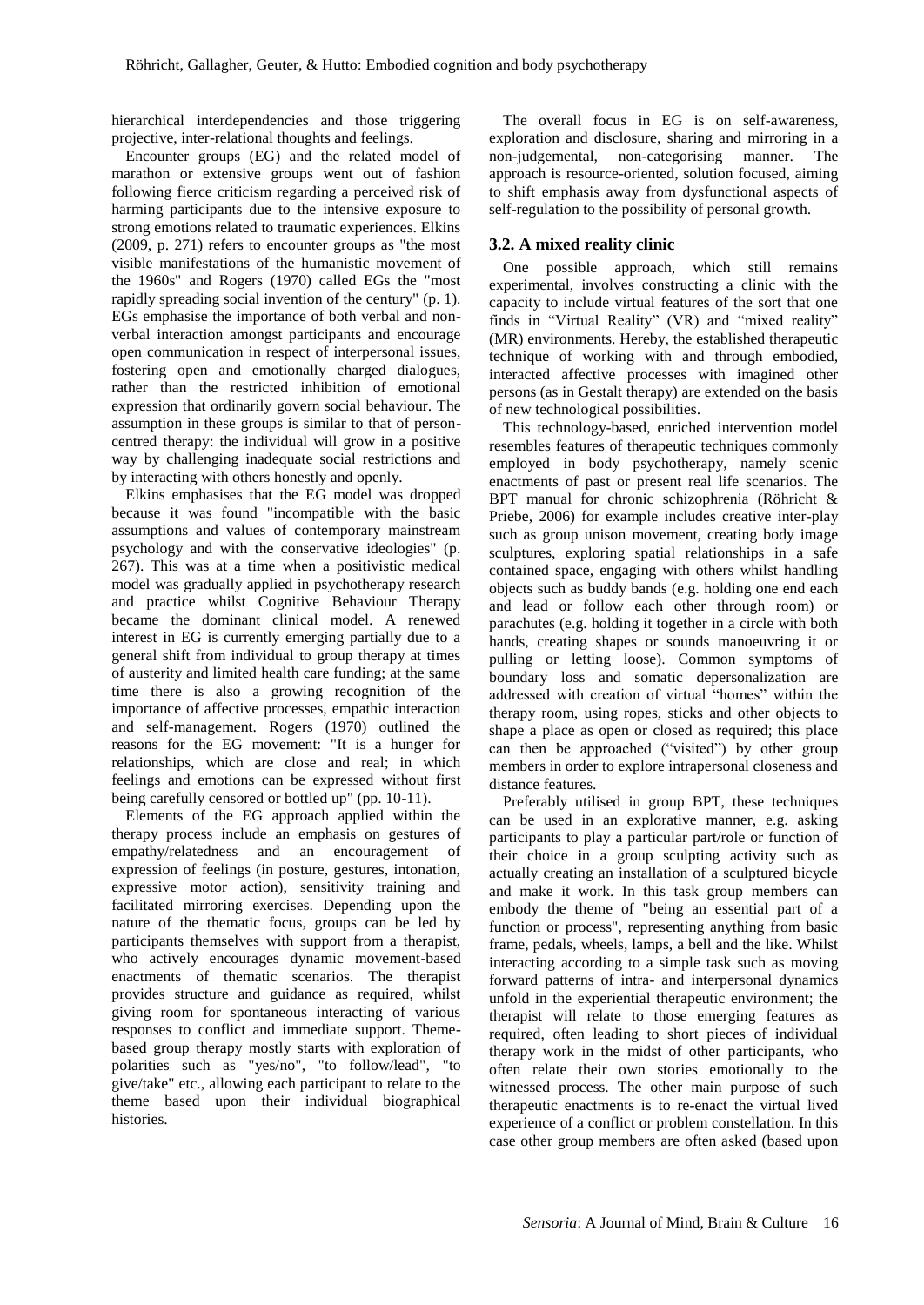hierarchical interdependencies and those triggering projective, inter-relational thoughts and feelings.

Encounter groups (EG) and the related model of marathon or extensive groups went out of fashion following fierce criticism regarding a perceived risk of harming participants due to the intensive exposure to strong emotions related to traumatic experiences. Elkins (2009, p. 271) refers to encounter groups as "the most visible manifestations of the humanistic movement of the 1960s" and Rogers (1970) called EGs the "most rapidly spreading social invention of the century" (p. 1). EGs emphasise the importance of both verbal and non-verbal interaction amongst participants and encourage open communication in respect of interpersonal issues, fostering open and emotionally charged dialogues, rather than the restricted inhibition of emotional expression that ordinarily govern social behaviour. The assumption in these groups is similar to that of person-centred therapy: the individual will grow in a positive way by challenging inadequate social restrictions and by interacting with others honestly and openly.

Elkins emphasises that the EG model was dropped because it was found "incompatible with the basic assumptions and values of contemporary mainstream psychology and with the conservative ideologies" (p. 267). This was at a time when a positivistic medical model was gradually applied in psychotherapy research and practice whilst Cognitive Behaviour Therapy became the dominant clinical model. A renewed interest in EG is currently emerging partially due to a general shift from individual to group therapy at times of austerity and limited health care funding; at the same time there is also a growing recognition of the importance of affective processes, empathic interaction and self-management. Rogers (1970) outlined the reasons for the EG movement: "It is a hunger for relationships, which are close and real; in which feelings and emotions can be expressed without first being carefully censored or bottled up" (pp. 10-11).

Elements of the EG approach applied within the therapy process include an emphasis on gestures of empathy/relatedness and an encouragement of expression of feelings (in posture, gestures, intonation, expressive motor action), sensitivity training and facilitated mirroring exercises. Depending upon the nature of the thematic focus, groups can be led by participants themselves with support from a therapist, who actively encourages dynamic movement-based enactments of thematic scenarios. The therapist provides structure and guidance as required, whilst giving room for spontaneous interacting of various responses to conflict and immediate support. Theme-based group therapy mostly starts with exploration of polarities such as "yes/no", "to follow/lead", "to give/take" etc., allowing each participant to relate to the theme based upon their individual biographical histories.

The overall focus in EG is on self-awareness, exploration and disclosure, sharing and mirroring in a non-judgemental, non-categorising manner. The approach is resource-oriented, solution focused, aiming to shift emphasis away from dysfunctional aspects of self-regulation to the possibility of personal growth.

### 3.2. A mixed reality clinic

One possible approach, which still remains experimental, involves constructing a clinic with the capacity to include virtual features of the sort that one finds in "Virtual Reality" (VR) and "mixed reality" (MR) environments. Hereby, the established therapeutic technique of working with and through embodied, interacted affective processes with imagined other persons (as in Gestalt therapy) are extended on the basis of new technological possibilities.

This technology-based, enriched intervention model resembles features of therapeutic techniques commonly employed in body psychotherapy, namely scenic enactments of past or present real life scenarios. The BPT manual for chronic schizophrenia (Röhricht & Priebe, 2006) for example includes creative inter-play such as group unison movement, creating body image sculptures, exploring spatial relationships in a safe contained space, engaging with others whilst handling objects such as buddy bands (e.g. holding one end each and lead or follow each other through room) or parachutes (e.g. holding it together in a circle with both hands, creating shapes or sounds manoeuvring it or pulling or letting loose). Common symptoms of boundary loss and somatic depersonalization are addressed with creation of virtual "homes" within the therapy room, using ropes, sticks and other objects to shape a place as open or closed as required; this place can then be approached ("visited") by other group members in order to explore intrapersonal closeness and distance features.

Preferably utilised in group BPT, these techniques can be used in an explorative manner, e.g. asking participants to play a particular part/role or function of their choice in a group sculpting activity such as actually creating an installation of a sculptured bicycle and make it work. In this task group members can embody the theme of "being an essential part of a function or process", representing anything from basic frame, pedals, wheels, lamps, a bell and the like. Whilst interacting according to a simple task such as moving forward patterns of intra- and interpersonal dynamics unfold in the experiential therapeutic environment; the therapist will relate to those emerging features as required, often leading to short pieces of individual therapy work in the midst of other participants, who often relate their own stories emotionally to the witnessed process. The other main purpose of such therapeutic enactments is to re-enact the virtual lived experience of a conflict or problem constellation. In this case other group members are often asked (based upon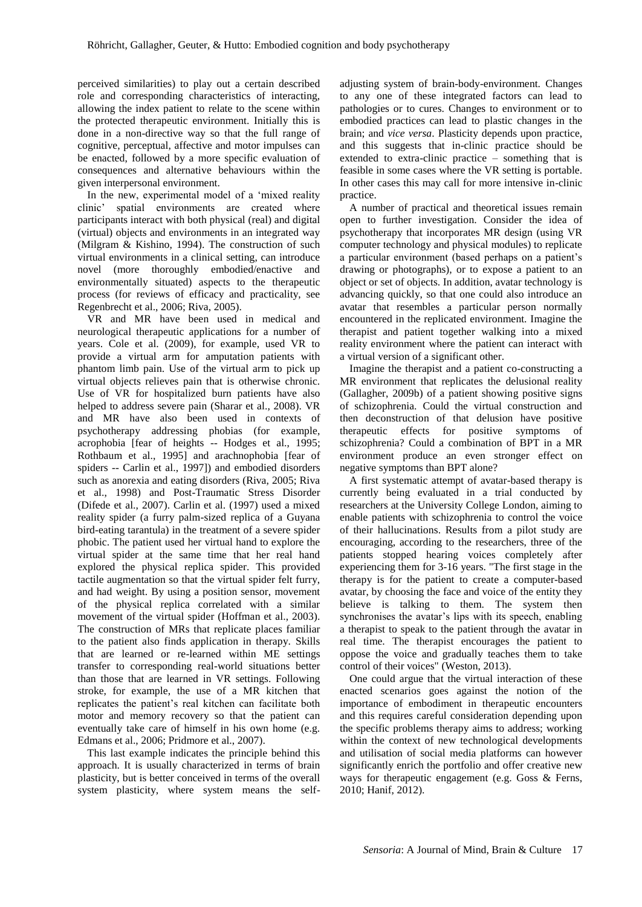perceived similarities) to play out a certain described role and corresponding characteristics of interacting, allowing the index patient to relate to the scene within the protected therapeutic environment. Initially this is done in a non-directive way so that the full range of cognitive, perceptual, affective and motor impulses can be enacted, followed by a more specific evaluation of consequences and alternative behaviours within the given interpersonal environment.

In the new, experimental model of a 'mixed reality clinic' spatial environments are created where participants interact with both physical (real) and digital (virtual) objects and environments in an integrated way (Milgram & Kishino, 1994). The construction of such virtual environments in a clinical setting, can introduce novel (more thoroughly embodied/enactive and environmentally situated) aspects to the therapeutic process (for reviews of efficacy and practicality, see Regenbrecht et al., 2006; Riva, 2005).

VR and MR have been used in medical and neurological therapeutic applications for a number of years. Cole et al. (2009), for example, used VR to provide a virtual arm for amputation patients with phantom limb pain. Use of the virtual arm to pick up virtual objects relieves pain that is otherwise chronic. Use of VR for hospitalized burn patients have also helped to address severe pain (Sharar et al., 2008). VR and MR have also been used in contexts of psychotherapy addressing phobias (for example, acrophobia [fear of heights -- Hodges et al., 1995; Rothbaum et al., 1995] and arachnophobia [fear of spiders -- Carlin et al., 1997]) and embodied disorders such as anorexia and eating disorders (Riva, 2005; Riva et al., 1998) and Post-Traumatic Stress Disorder (Difede et al., 2007). Carlin et al. (1997) used a mixed reality spider (a furry palm-sized replica of a Guyana bird-eating tarantula) in the treatment of a severe spider phobic. The patient used her virtual hand to explore the virtual spider at the same time that her real hand explored the physical replica spider. This provided tactile augmentation so that the virtual spider felt furry, and had weight. By using a position sensor, movement of the physical replica correlated with a similar movement of the virtual spider (Hoffman et al., 2003). The construction of MRs that replicate places familiar to the patient also finds application in therapy. Skills that are learned or re-learned within ME settings transfer to corresponding real-world situations better than those that are learned in VR settings. Following stroke, for example, the use of a MR kitchen that replicates the patient's real kitchen can facilitate both motor and memory recovery so that the patient can eventually take care of himself in his own home (e.g. Edmans et al., 2006; Pridmore et al., 2007).

This last example indicates the principle behind this approach. It is usually characterized in terms of brain plasticity, but is better conceived in terms of the overall system plasticity, where system means the self-adjusting system of brain-body-environment. Changes to any one of these integrated factors can lead to pathologies or to cures. Changes to environment or to embodied practices can lead to plastic changes in the brain; and *vice versa*. Plasticity depends upon practice, and this suggests that in-clinic practice should be extended to extra-clinic practice – something that is feasible in some cases where the VR setting is portable. In other cases this may call for more intensive in-clinic practice.

A number of practical and theoretical issues remain open to further investigation. Consider the idea of psychotherapy that incorporates MR design (using VR computer technology and physical modules) to replicate a particular environment (based perhaps on a patient's drawing or photographs), or to expose a patient to an object or set of objects. In addition, avatar technology is advancing quickly, so that one could also introduce an avatar that resembles a particular person normally encountered in the replicated environment. Imagine the therapist and patient together walking into a mixed reality environment where the patient can interact with a virtual version of a significant other.

Imagine the therapist and a patient co-constructing a MR environment that replicates the delusional reality (Gallagher, 2009b) of a patient showing positive signs of schizophrenia. Could the virtual construction and then deconstruction of that delusion have positive therapeutic effects for positive symptoms of schizophrenia? Could a combination of BPT in a MR environment produce an even stronger effect on negative symptoms than BPT alone?

A first systematic attempt of avatar-based therapy is currently being evaluated in a trial conducted by researchers at the University College London, aiming to enable patients with schizophrenia to control the voice of their hallucinations. Results from a pilot study are encouraging, according to the researchers, three of the patients stopped hearing voices completely after experiencing them for 3-16 years. "The first stage in the therapy is for the patient to create a computer-based avatar, by choosing the face and voice of the entity they believe is talking to them. The system then synchronises the avatar's lips with its speech, enabling a therapist to speak to the patient through the avatar in real time. The therapist encourages the patient to oppose the voice and gradually teaches them to take control of their voices" (Weston, 2013).

One could argue that the virtual interaction of these enacted scenarios goes against the notion of the importance of embodiment in therapeutic encounters and this requires careful consideration depending upon the specific problems therapy aims to address; working within the context of new technological developments and utilisation of social media platforms can however significantly enrich the portfolio and offer creative new ways for therapeutic engagement (e.g. Goss & Ferns, 2010; Hanif, 2012).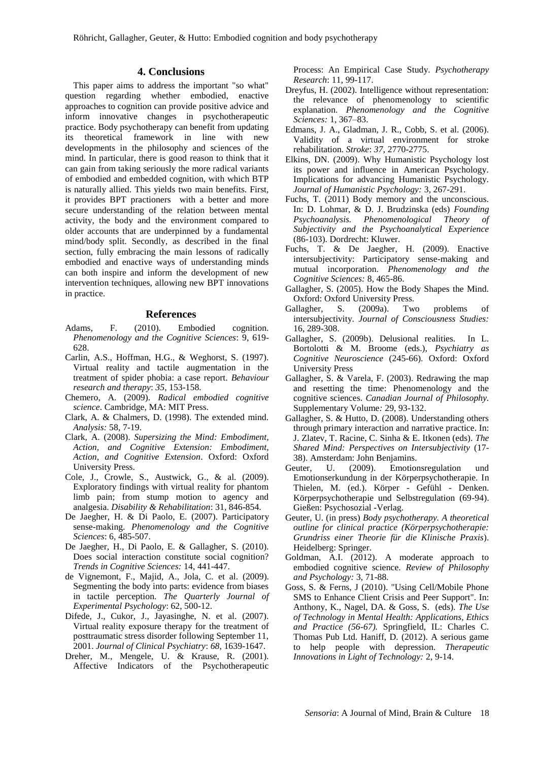## 4. Conclusions

This paper aims to address the important "so what" question regarding whether embodied, enactive approaches to cognition can provide positive advice and inform innovative changes in psychotherapeutic practice. Body psychotherapy can benefit from updating its theoretical framework in line with new developments in the philosophy and sciences of the mind. In particular, there is good reason to think that it can gain from taking seriously the more radical variants of embodied and embedded cognition, with which BTP is naturally allied. This yields two main benefits. First, it provides BPT practioners with a better and more secure understanding of the relation between mental activity, the body and the environment compared to older accounts that are underpinned by a fundamental mind/body split. Secondly, as described in the final section, fully embracing the main lessons of radically embodied and enactive ways of understanding minds can both inspire and inform the development of new intervention techniques, allowing new BPT innovations in practice.

## References

Adams, F. (2010). Embodied cognition. *Phenomenology and the Cognitive Sciences*: 9, 619-628.

Carlin, A.S., Hoffman, H.G., & Weghorst, S. (1997). Virtual reality and tactile augmentation in the treatment of spider phobia: a case report. *Behaviour research and therapy*: *35*, 153-158.

Chemero, A. (2009). *Radical embodied cognitive science*. Cambridge, MA: MIT Press.

Clark, A. & Chalmers, D. (1998). The extended mind. *Analysis:* 58, 7-19.

Clark, A. (2008). *Supersizing the Mind: Embodiment, Action, and Cognitive Extension: Embodiment, Action, and Cognitive Extension*. Oxford: Oxford University Press.

Cole, J., Crowle, S., Austwick, G., & al. (2009). Exploratory findings with virtual reality for phantom limb pain; from stump motion to agency and analgesia. *Disability & Rehabilitation*: 31, 846-854.

De Jaegher, H. & Di Paolo, E. (2007). Participatory sense-making. *Phenomenology and the Cognitive Sciences*: 6, 485-507.

De Jaegher, H., Di Paolo, E. & Gallagher, S. (2010). Does social interaction constitute social cognition? *Trends in Cognitive Sciences:* 14, 441-447.

de Vignemont, F., Majid, A., Jola, C. et al. (2009). Segmenting the body into parts: evidence from biases in tactile perception. *The Quarterly Journal of Experimental Psychology*: 62, 500-12.

Difede, J., Cukor, J., Jayasinghe, N. et al. (2007). Virtual reality exposure therapy for the treatment of posttraumatic stress disorder following September 11, 2001. *Journal of Clinical Psychiatry*: *68*, 1639-1647.

Dreher, M., Mengele, U. & Krause, R. (2001). Affective Indicators of the Psychotherapeutic Process: An Empirical Case Study. *Psychotherapy Research*: 11, 99-117.

Dreyfus, H. (2002). Intelligence without representation: the relevance of phenomenology to scientific explanation. *Phenomenology and the Cognitive Sciences:* 1, 367–83.

Edmans, J. A., Gladman, J. R., Cobb, S. et al. (2006). Validity of a virtual environment for stroke rehabilitation. *Stroke*: *37*, 2770-2775.

Elkins, DN. (2009). Why Humanistic Psychology lost its power and influence in American Psychology. Implications for advancing Humanistic Psychology. *Journal of Humanistic Psychology:* 3, 267-291.

Fuchs, T. (2011) Body memory and the unconscious. In: D. Lohmar, & D. J. Brudzinska (eds) *Founding Psychoanalysis. Phenomenological Theory of Subjectivity and the Psychoanalytical Experience* (86-103). Dordrecht: Kluwer.

Fuchs, T. & De Jaegher, H. (2009). Enactive intersubjectivity: Participatory sense-making and mutual incorporation. *Phenomenology and the Cognitive Sciences:* 8, 465-86.

Gallagher, S. (2005). How the Body Shapes the Mind. Oxford: Oxford University Press.

Gallagher, S. (2009a). Two problems of intersubjectivity. *Journal of Consciousness Studies:* 16, 289-308.

Gallagher, S. (2009b). Delusional realities. In L. Bortolotti & M. Broome (eds.), *Psychiatry as Cognitive Neuroscience* (245-66). Oxford: Oxford University Press

Gallagher, S. & Varela, F. (2003). Redrawing the map and resetting the time: Phenomenology and the cognitive sciences. *Canadian Journal of Philosophy.* Supplementary Volume*:* 29, 93-132.

Gallagher, S. & Hutto, D. (2008). Understanding others through primary interaction and narrative practice. In: J. Zlatev, T. Racine, C. Sinha & E. Itkonen (eds). *The Shared Mind: Perspectives on Intersubjectivity* (17-38). Amsterdam: John Benjamins.

Geuter, U. (2009). Emotionsregulation und Emotionserkundung in der Körperpsychotherapie. In Thielen, M. (ed.). Körper - Gefühl - Denken. Körperpsychotherapie und Selbstregulation (69-94). Gießen: Psychosozial -Verlag.

Geuter, U. (in press) *Body psychotherapy. A theoretical outline for clinical practice (Körperpsychotherapie: Grundriss einer Theorie für die Klinische Praxis*). Heidelberg: Springer.

Goldman, A.I. (2012). A moderate approach to embodied cognitive science. *Review of Philosophy and Psychology:* 3, 71-88.

Goss, S. & Ferns, J (2010). "Using Cell/Mobile Phone SMS to Enhance Client Crisis and Peer Support". In: Anthony, K., Nagel, DA. & Goss, S. (eds). *The Use of Technology in Mental Health: Applications, Ethics and Practice (56-67).* Springfield, IL: Charles C. Thomas Pub Ltd. Haniff, D. (2012). A serious game to help people with depression. *Therapeutic Innovations in Light of Technology:* 2, 9-14.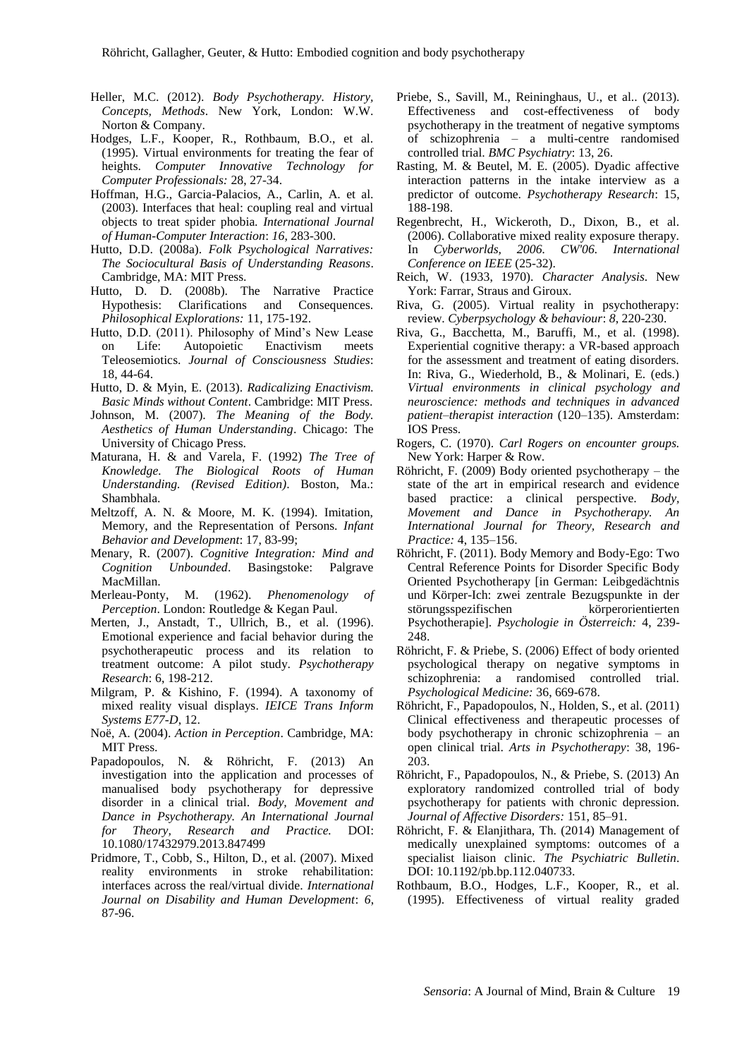Heller, M.C. (2012). *Body Psychotherapy. History, Concepts, Methods*. New York, London: W.W. Norton & Company.

Hodges, L.F., Kooper, R., Rothbaum, B.O., et al. (1995). Virtual environments for treating the fear of heights. *Computer Innovative Technology for Computer Professionals:* 28, 27-34.

Hoffman, H.G., Garcia-Palacios, A., Carlin, A. et al. (2003). Interfaces that heal: coupling real and virtual objects to treat spider phobia. *International Journal of Human-Computer Interaction*: *16*, 283-300.

Hutto, D.D. (2008a). *Folk Psychological Narratives: The Sociocultural Basis of Understanding Reasons*. Cambridge, MA: MIT Press.

Hutto, D. D. (2008b). The Narrative Practice Hypothesis: Clarifications and Consequences. *Philosophical Explorations:* 11, 175-192.

Hutto, D.D. (2011). Philosophy of Mind's New Lease on Life: Autopoietic Enactivism meets Teleosemiotics. *Journal of Consciousness Studies*: 18, 44-64.

Hutto, D. & Myin, E. (2013). *Radicalizing Enactivism. Basic Minds without Content*. Cambridge: MIT Press.

Johnson, M. (2007). *The Meaning of the Body. Aesthetics of Human Understanding*. Chicago: The University of Chicago Press.

Maturana, H. & and Varela, F. (1992) *The Tree of Knowledge. The Biological Roots of Human Understanding. (Revised Edition)*. Boston, Ma.: Shambhala.

Meltzoff, A. N. & Moore, M. K. (1994). Imitation, Memory, and the Representation of Persons. *Infant Behavior and Development*: 17, 83-99;

Menary, R. (2007). *Cognitive Integration: Mind and Cognition Unbounded*. Basingstoke: Palgrave MacMillan.

Merleau-Ponty, M. (1962). *Phenomenology of Perception*. London: Routledge & Kegan Paul.

Merten, J., Anstadt, T., Ullrich, B., et al. (1996). Emotional experience and facial behavior during the psychotherapeutic process and its relation to treatment outcome: A pilot study. *Psychotherapy Research*: 6, 198-212.

Milgram, P. & Kishino, F. (1994). A taxonomy of mixed reality visual displays. *IEICE Trans Inform Systems E77-D*, 12.

Noë, A. (2004). *Action in Perception*. Cambridge, MA: MIT Press.

Papadopoulos, N. & Röhricht, F. (2013) An investigation into the application and processes of manualised body psychotherapy for depressive disorder in a clinical trial. *Body, Movement and Dance in Psychotherapy. An International Journal for Theory, Research and Practice.* DOI: 10.1080/17432979.2013.847499

Pridmore, T., Cobb, S., Hilton, D., et al. (2007). Mixed reality environments in stroke rehabilitation: interfaces across the real/virtual divide. *International Journal on Disability and Human Development*: *6*, 87-96.

Priebe, S., Savill, M., Reininghaus, U., et al.. (2013). Effectiveness and cost-effectiveness of body psychotherapy in the treatment of negative symptoms of schizophrenia – a multi-centre randomised controlled trial. *BMC Psychiatry*: 13, 26.

Rasting, M. & Beutel, M. E. (2005). Dyadic affective interaction patterns in the intake interview as a predictor of outcome. *Psychotherapy Research*: 15, 188-198.

Regenbrecht, H., Wickeroth, D., Dixon, B., et al. (2006). Collaborative mixed reality exposure therapy. In *Cyberworlds, 2006. CW'06. International Conference on IEEE* (25-32).

Reich, W. (1933, 1970). *Character Analysis.* New York: Farrar, Straus and Giroux.

Riva, G. (2005). Virtual reality in psychotherapy: review. *Cyberpsychology & behaviour*: *8*, 220-230.

Riva, G., Bacchetta, M., Baruffi, M., et al. (1998). Experiential cognitive therapy: a VR-based approach for the assessment and treatment of eating disorders. In: Riva, G., Wiederhold, B., & Molinari, E. (eds.) *Virtual environments in clinical psychology and neuroscience: methods and techniques in advanced patient–therapist interaction* (120–135). Amsterdam: IOS Press.

Rogers, C. (1970). *Carl Rogers on encounter groups.* New York: Harper & Row.

Röhricht, F. (2009) Body oriented psychotherapy – the state of the art in empirical research and evidence based practice: a clinical perspective. *Body, Movement and Dance in Psychotherapy. An International Journal for Theory, Research and Practice:* 4, 135–156.

Röhricht, F. (2011). Body Memory and Body-Ego: Two Central Reference Points for Disorder Specific Body Oriented Psychotherapy [in German: Leibgedächtnis und Körper-Ich: zwei zentrale Bezugspunkte in der störungsspezifischen körperorientierten Psychotherapie]. *Psychologie in Österreich:* 4, 239-248.

Röhricht, F. & Priebe, S. (2006) Effect of body oriented psychological therapy on negative symptoms in schizophrenia: a randomised controlled trial. *Psychological Medicine:* 36, 669-678.

Röhricht, F., Papadopoulos, N., Holden, S., et al. (2011) Clinical effectiveness and therapeutic processes of body psychotherapy in chronic schizophrenia – an open clinical trial. *Arts in Psychotherapy*: 38, 196-203.

Röhricht, F., Papadopoulos, N., & Priebe, S. (2013) An exploratory randomized controlled trial of body psychotherapy for patients with chronic depression. *Journal of Affective Disorders:* 151, 85–91.

Röhricht, F. & Elanjithara, Th. (2014) Management of medically unexplained symptoms: outcomes of a specialist liaison clinic. *The Psychiatric Bulletin*. DOI: 10.1192/pb.bp.112.040733.

Rothbaum, B.O., Hodges, L.F., Kooper, R., et al. (1995). Effectiveness of virtual reality graded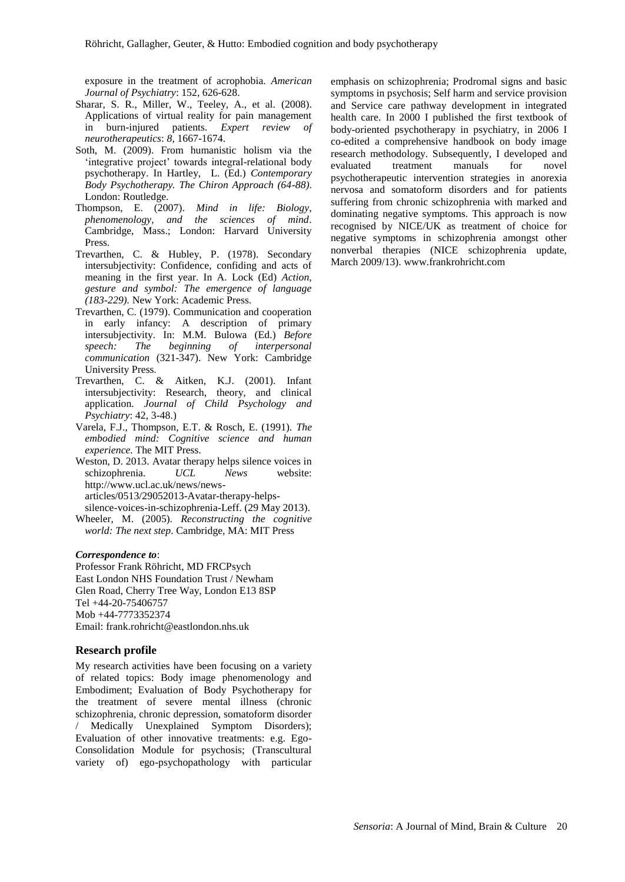exposure in the treatment of acrophobia. *American Journal of Psychiatry*: 152, 626-628.

Sharar, S. R., Miller, W., Teeley, A., et al. (2008). Applications of virtual reality for pain management in burn-injured patients. *Expert review of neurotherapeutics*: *8,* 1667-1674.

Soth, M. (2009). From humanistic holism via the 'integrative project' towards integral-relational body psychotherapy. In Hartley, L. (Ed.) *Contemporary Body Psychotherapy. The Chiron Approach (64-88).* London: Routledge.

Thompson, E. (2007). *Mind in life: Biology, phenomenology, and the sciences of mind*. Cambridge, Mass.; London: Harvard University Press.

Trevarthen, C. & Hubley, P. (1978). Secondary intersubjectivity: Confidence, confiding and acts of meaning in the first year. In A. Lock (Ed) *Action, gesture and symbol: The emergence of language (183-229).* New York: Academic Press.

Trevarthen, C. (1979). Communication and cooperation in early infancy: A description of primary intersubjectivity. In: M.M. Bulowa (Ed.) *Before speech: The beginning of interpersonal communication* (321-347). New York: Cambridge University Press.

Trevarthen, C. & Aitken, K.J. (2001). Infant intersubjectivity: Research, theory, and clinical application. *Journal of Child Psychology and Psychiatry*: 42, 3-48.)

Varela, F.J., Thompson, E.T. & Rosch, E. (1991). *The embodied mind: Cognitive science and human experience.* The MIT Press.

Weston, D. 2013. Avatar therapy helps silence voices in schizophrenia. *UCL News* website: http://www.ucl.ac.uk/news/news-articles/0513/29052013-Avatar-therapy-helps-silence-voices-in-schizophrenia-Leff. (29 May 2013).

Wheeler, M. (2005). *Reconstructing the cognitive world: The next step*. Cambridge, MA: MIT Press

***Correspondence to***:

Professor Frank Röhricht, MD FRCPsych
East London NHS Foundation Trust / Newham
Glen Road, Cherry Tree Way, London E13 8SP
Tel +44-20-75406757
Mob +44-7773352374
Email: frank.rohricht@eastlondon.nhs.uk

## Research profile

My research activities have been focusing on a variety of related topics: Body image phenomenology and Embodiment; Evaluation of Body Psychotherapy for the treatment of severe mental illness (chronic schizophrenia, chronic depression, somatoform disorder / Medically Unexplained Symptom Disorders); Evaluation of other innovative treatments: e.g. Ego-Consolidation Module for psychosis; (Transcultural variety of) ego-psychopathology with particular emphasis on schizophrenia; Prodromal signs and basic symptoms in psychosis; Self harm and service provision and Service care pathway development in integrated health care. In 2000 I published the first textbook of body-oriented psychotherapy in psychiatry, in 2006 I co-edited a comprehensive handbook on body image research methodology. Subsequently, I developed and evaluated treatment manuals for novel psychotherapeutic intervention strategies in anorexia nervosa and somatoform disorders and for patients suffering from chronic schizophrenia with marked and dominating negative symptoms. This approach is now recognised by NICE/UK as treatment of choice for negative symptoms in schizophrenia amongst other nonverbal therapies (NICE schizophrenia update, March 2009/13). www.frankrohricht.com